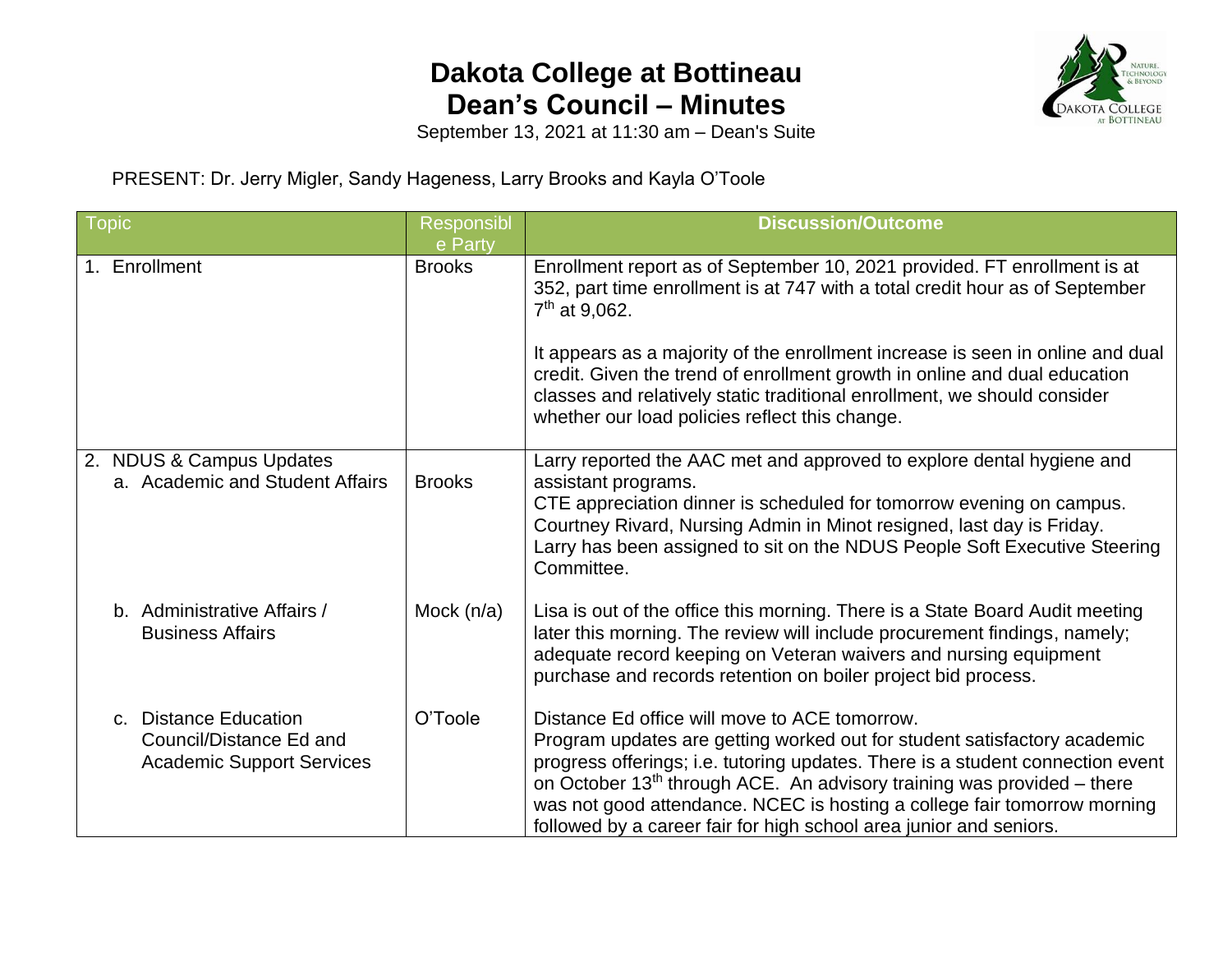# Dakota College at Bottineau
# Dean's Council – Minutes

September 13, 2021 at 11:30 am – Dean's Suite

PRESENT: Dr. Jerry Migler, Sandy Hageness, Larry Brooks and Kayla O'Toole

| Topic | Responsible Party | Discussion/Outcome |
|---|---|---|
| 1. Enrollment | Brooks | Enrollment report as of September 10, 2021 provided. FT enrollment is at 352, part time enrollment is at 747 with a total credit hour as of September 7th at 9,062.<br><br>It appears as a majority of the enrollment increase is seen in online and dual credit. Given the trend of enrollment growth in online and dual education classes and relatively static traditional enrollment, we should consider whether our load policies reflect this change. |
| 2. NDUS & Campus Updates<br>a. Academic and Student Affairs | Brooks | Larry reported the AAC met and approved to explore dental hygiene and assistant programs.<br>CTE appreciation dinner is scheduled for tomorrow evening on campus.<br>Courtney Rivard, Nursing Admin in Minot resigned, last day is Friday.<br>Larry has been assigned to sit on the NDUS People Soft Executive Steering Committee. |
| b. Administrative Affairs / Business Affairs | Mock (n/a) | Lisa is out of the office this morning. There is a State Board Audit meeting later this morning. The review will include procurement findings, namely; adequate record keeping on Veteran waivers and nursing equipment purchase and records retention on boiler project bid process. |
| c. Distance Education Council/Distance Ed and Academic Support Services | O'Toole | Distance Ed office will move to ACE tomorrow.<br>Program updates are getting worked out for student satisfactory academic progress offerings; i.e. tutoring updates. There is a student connection event on October 13th through ACE. An advisory training was provided – there was not good attendance. NCEC is hosting a college fair tomorrow morning followed by a career fair for high school area junior and seniors. |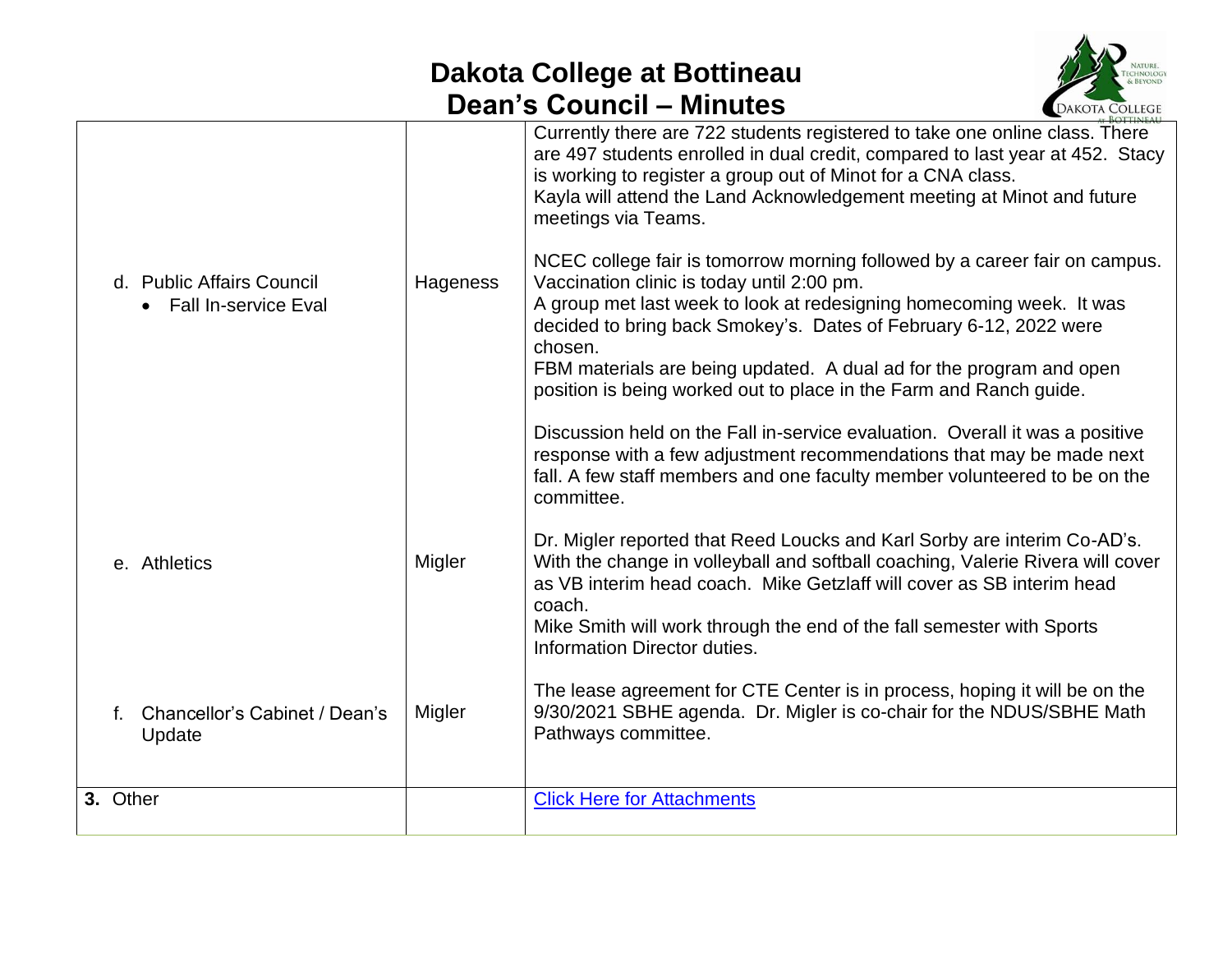# Dakota College at Bottineau
# Dean's Council – Minutes

| | | |
|---|---|---|
| d. Public Affairs Council<br>• Fall In-service Eval | Hageness | Currently there are 722 students registered to take one online class. There are 497 students enrolled in dual credit, compared to last year at 452. Stacy is working to register a group out of Minot for a CNA class.<br>Kayla will attend the Land Acknowledgement meeting at Minot and future meetings via Teams.<br><br>NCEC college fair is tomorrow morning followed by a career fair on campus. Vaccination clinic is today until 2:00 pm.<br>A group met last week to look at redesigning homecoming week. It was decided to bring back Smokey's. Dates of February 6-12, 2022 were chosen.<br>FBM materials are being updated. A dual ad for the program and open position is being worked out to place in the Farm and Ranch guide.<br><br>Discussion held on the Fall in-service evaluation. Overall it was a positive response with a few adjustment recommendations that may be made next fall. A few staff members and one faculty member volunteered to be on the committee. |
| e. Athletics | Migler | Dr. Migler reported that Reed Loucks and Karl Sorby are interim Co-AD's. With the change in volleyball and softball coaching, Valerie Rivera will cover as VB interim head coach. Mike Getzlaff will cover as SB interim head coach.<br>Mike Smith will work through the end of the fall semester with Sports Information Director duties. |
| f. Chancellor's Cabinet / Dean's Update | Migler | The lease agreement for CTE Center is in process, hoping it will be on the 9/30/2021 SBHE agenda. Dr. Migler is co-chair for the NDUS/SBHE Math Pathways committee. |
| **3.** Other | | Click Here for Attachments |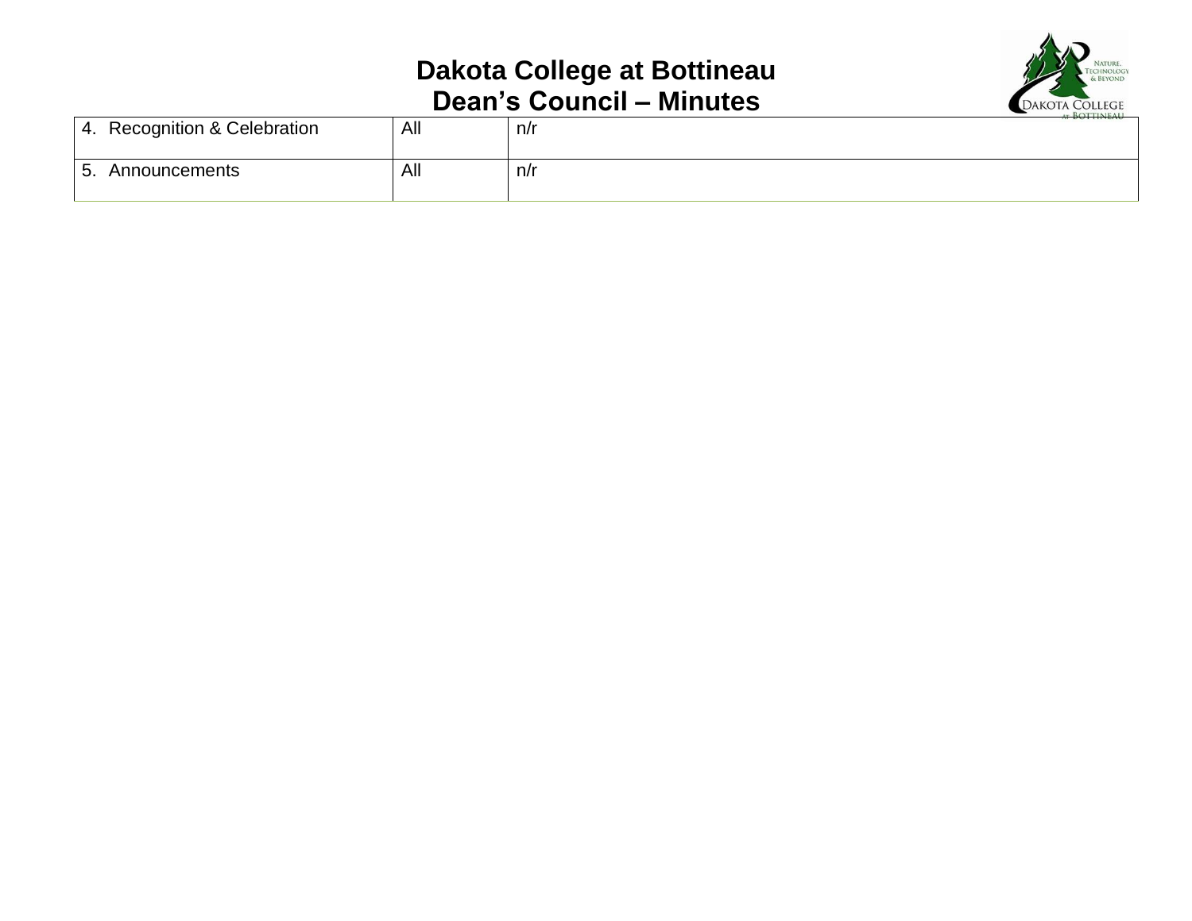| | | |
|---|---|---|
| 4. Recognition & Celebration | All | n/r |
| 5. Announcements | All | n/r |